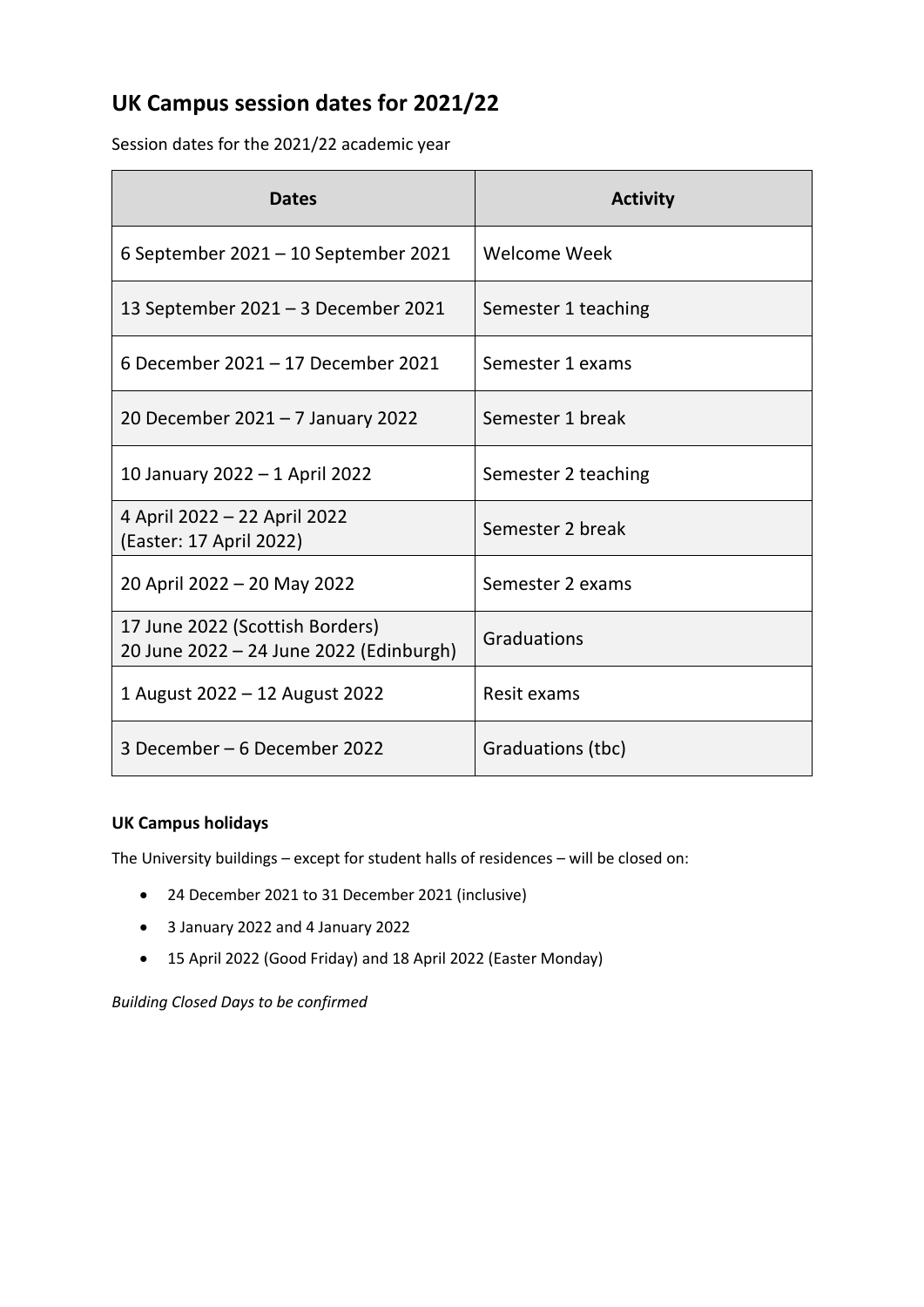# UK Campus session dates for 2021/22

Session dates for the 2021/22 academic year

| Dates | Activity |
|---|---|
| 6 September 2021 – 10 September 2021 | Welcome Week |
| 13 September 2021 – 3 December 2021 | Semester 1 teaching |
| 6 December 2021 – 17 December 2021 | Semester 1 exams |
| 20 December 2021 – 7 January 2022 | Semester 1 break |
| 10 January 2022 – 1 April 2022 | Semester 2 teaching |
| 4 April 2022 – 22 April 2022 (Easter: 17 April 2022) | Semester 2 break |
| 20 April 2022 – 20 May 2022 | Semester 2 exams |
| 17 June 2022 (Scottish Borders) 20 June 2022 – 24 June 2022 (Edinburgh) | Graduations |
| 1 August 2022 – 12 August 2022 | Resit exams |
| 3 December – 6 December 2022 | Graduations (tbc) |

**UK Campus holidays**

The University buildings – except for student halls of residences – will be closed on:

- 24 December 2021 to 31 December 2021 (inclusive)
- 3 January 2022 and 4 January 2022
- 15 April 2022 (Good Friday) and 18 April 2022 (Easter Monday)

*Building Closed Days to be confirmed*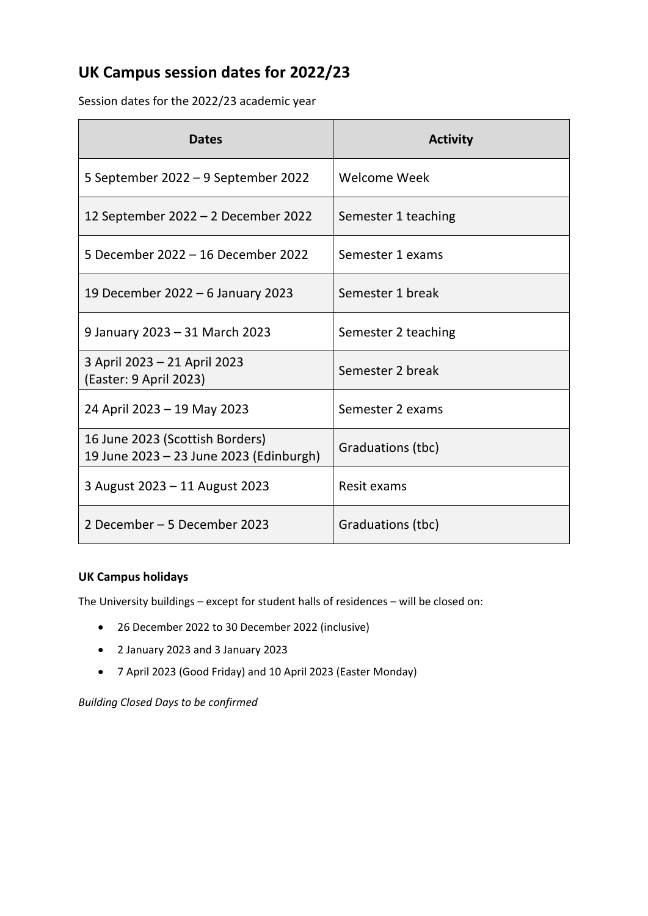# UK Campus session dates for 2022/23

Session dates for the 2022/23 academic year

| Dates | Activity |
|---|---|
| 5 September 2022 – 9 September 2022 | Welcome Week |
| 12 September 2022 – 2 December 2022 | Semester 1 teaching |
| 5 December 2022 – 16 December 2022 | Semester 1 exams |
| 19 December 2022 – 6 January 2023 | Semester 1 break |
| 9 January 2023 – 31 March 2023 | Semester 2 teaching |
| 3 April 2023 – 21 April 2023 (Easter: 9 April 2023) | Semester 2 break |
| 24 April 2023 – 19 May 2023 | Semester 2 exams |
| 16 June 2023 (Scottish Borders) 19 June 2023 – 23 June 2023 (Edinburgh) | Graduations (tbc) |
| 3 August 2023 – 11 August 2023 | Resit exams |
| 2 December – 5 December 2023 | Graduations (tbc) |

**UK Campus holidays**

The University buildings – except for student halls of residences – will be closed on:

- 26 December 2022 to 30 December 2022 (inclusive)
- 2 January 2023 and 3 January 2023
- 7 April 2023 (Good Friday) and 10 April 2023 (Easter Monday)

*Building Closed Days to be confirmed*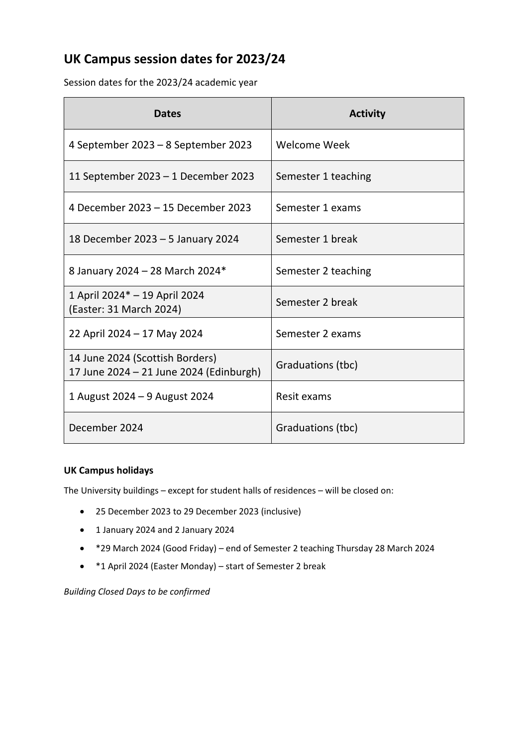# UK Campus session dates for 2023/24

Session dates for the 2023/24 academic year

| Dates | Activity |
|---|---|
| 4 September 2023 – 8 September 2023 | Welcome Week |
| 11 September 2023 – 1 December 2023 | Semester 1 teaching |
| 4 December 2023 – 15 December 2023 | Semester 1 exams |
| 18 December 2023 – 5 January 2024 | Semester 1 break |
| 8 January 2024 – 28 March 2024* | Semester 2 teaching |
| 1 April 2024* – 19 April 2024 (Easter: 31 March 2024) | Semester 2 break |
| 22 April 2024 – 17 May 2024 | Semester 2 exams |
| 14 June 2024 (Scottish Borders) 17 June 2024 – 21 June 2024 (Edinburgh) | Graduations (tbc) |
| 1 August 2024 – 9 August 2024 | Resit exams |
| December 2024 | Graduations (tbc) |

**UK Campus holidays**

The University buildings – except for student halls of residences – will be closed on:

- 25 December 2023 to 29 December 2023 (inclusive)
- 1 January 2024 and 2 January 2024
- *29 March 2024 (Good Friday) – end of Semester 2 teaching Thursday 28 March 2024
- *1 April 2024 (Easter Monday) – start of Semester 2 break

*Building Closed Days to be confirmed*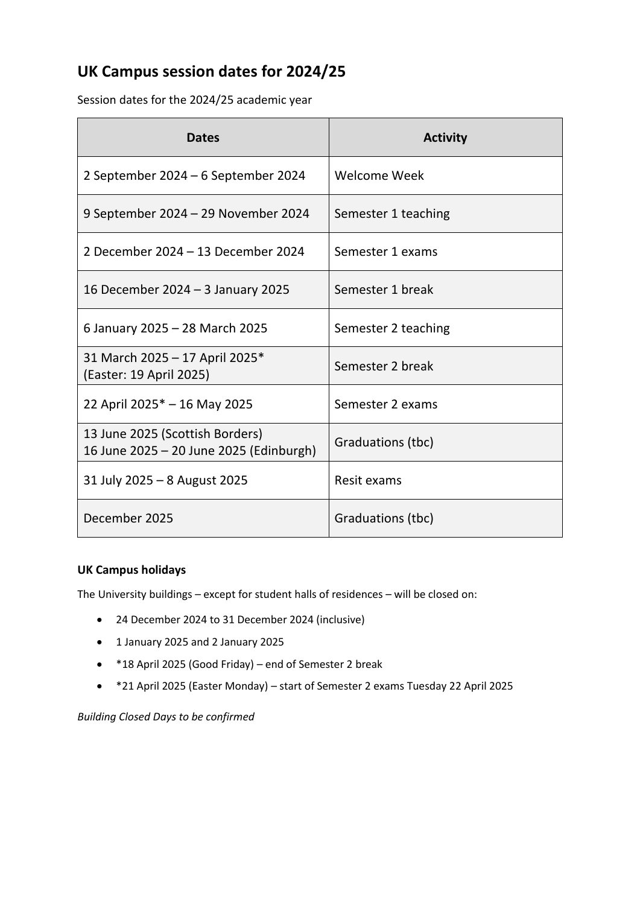# UK Campus session dates for 2024/25

Session dates for the 2024/25 academic year

| Dates | Activity |
| --- | --- |
| 2 September 2024 – 6 September 2024 | Welcome Week |
| 9 September 2024 – 29 November 2024 | Semester 1 teaching |
| 2 December 2024 – 13 December 2024 | Semester 1 exams |
| 16 December 2024 – 3 January 2025 | Semester 1 break |
| 6 January 2025 – 28 March 2025 | Semester 2 teaching |
| 31 March 2025 – 17 April 2025* (Easter: 19 April 2025) | Semester 2 break |
| 22 April 2025* – 16 May 2025 | Semester 2 exams |
| 13 June 2025 (Scottish Borders) 16 June 2025 – 20 June 2025 (Edinburgh) | Graduations (tbc) |
| 31 July 2025 – 8 August 2025 | Resit exams |
| December 2025 | Graduations (tbc) |

**UK Campus holidays**

The University buildings – except for student halls of residences – will be closed on:

- 24 December 2024 to 31 December 2024 (inclusive)
- 1 January 2025 and 2 January 2025
- *18 April 2025 (Good Friday) – end of Semester 2 break
- *21 April 2025 (Easter Monday) – start of Semester 2 exams Tuesday 22 April 2025

*Building Closed Days to be confirmed*